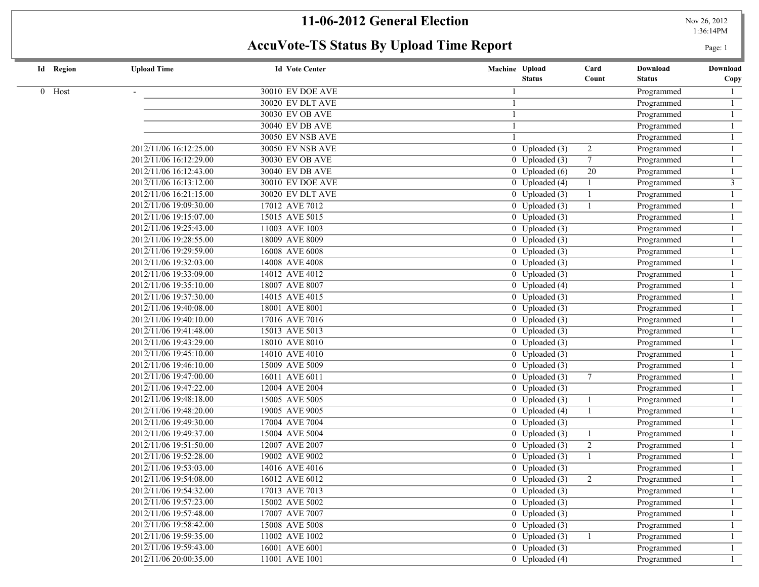# 11-06-2012 General Election

## AccuVote-TS Status By Upload Time Report

Nov 26, 2012
1:36:14PM

| Id | Region | Upload Time | Id | Vote Center | Machine | Upload Status | Card Count | Download Status | Download Copy |
|---|---|---|---|---|---|---|---|---|---|
| 0 | Host | - | 30010 | EV DOE AVE | 1 | | | Programmed | 1 |
| | | | 30020 | EV DLT AVE | 1 | | | Programmed | 1 |
| | | | 30030 | EV OB AVE | 1 | | | Programmed | 1 |
| | | | 30040 | EV DB AVE | 1 | | | Programmed | 1 |
| | | | 30050 | EV NSB AVE | 1 | | | Programmed | 1 |
| | | 2012/11/06 16:12:25.00 | 30050 | EV NSB AVE | 0 | Uploaded (3) | 2 | Programmed | 1 |
| | | 2012/11/06 16:12:29.00 | 30030 | EV OB AVE | 0 | Uploaded (3) | 7 | Programmed | 1 |
| | | 2012/11/06 16:12:43.00 | 30040 | EV DB AVE | 0 | Uploaded (6) | 20 | Programmed | 1 |
| | | 2012/11/06 16:13:12.00 | 30010 | EV DOE AVE | 0 | Uploaded (4) | 1 | Programmed | 3 |
| | | 2012/11/06 16:21:15.00 | 30020 | EV DLT AVE | 0 | Uploaded (3) | 1 | Programmed | 1 |
| | | 2012/11/06 19:09:30.00 | 17012 | AVE 7012 | 0 | Uploaded (3) | 1 | Programmed | 1 |
| | | 2012/11/06 19:15:07.00 | 15015 | AVE 5015 | 0 | Uploaded (3) | | Programmed | 1 |
| | | 2012/11/06 19:25:43.00 | 11003 | AVE 1003 | 0 | Uploaded (3) | | Programmed | 1 |
| | | 2012/11/06 19:28:55.00 | 18009 | AVE 8009 | 0 | Uploaded (3) | | Programmed | 1 |
| | | 2012/11/06 19:29:59.00 | 16008 | AVE 6008 | 0 | Uploaded (3) | | Programmed | 1 |
| | | 2012/11/06 19:32:03.00 | 14008 | AVE 4008 | 0 | Uploaded (3) | | Programmed | 1 |
| | | 2012/11/06 19:33:09.00 | 14012 | AVE 4012 | 0 | Uploaded (3) | | Programmed | 1 |
| | | 2012/11/06 19:35:10.00 | 18007 | AVE 8007 | 0 | Uploaded (4) | | Programmed | 1 |
| | | 2012/11/06 19:37:30.00 | 14015 | AVE 4015 | 0 | Uploaded (3) | | Programmed | 1 |
| | | 2012/11/06 19:40:08.00 | 18001 | AVE 8001 | 0 | Uploaded (3) | | Programmed | 1 |
| | | 2012/11/06 19:40:10.00 | 17016 | AVE 7016 | 0 | Uploaded (3) | | Programmed | 1 |
| | | 2012/11/06 19:41:48.00 | 15013 | AVE 5013 | 0 | Uploaded (3) | | Programmed | 1 |
| | | 2012/11/06 19:43:29.00 | 18010 | AVE 8010 | 0 | Uploaded (3) | | Programmed | 1 |
| | | 2012/11/06 19:45:10.00 | 14010 | AVE 4010 | 0 | Uploaded (3) | | Programmed | 1 |
| | | 2012/11/06 19:46:10.00 | 15009 | AVE 5009 | 0 | Uploaded (3) | | Programmed | 1 |
| | | 2012/11/06 19:47:00.00 | 16011 | AVE 6011 | 0 | Uploaded (3) | 7 | Programmed | 1 |
| | | 2012/11/06 19:47:22.00 | 12004 | AVE 2004 | 0 | Uploaded (3) | | Programmed | 1 |
| | | 2012/11/06 19:48:18.00 | 15005 | AVE 5005 | 0 | Uploaded (3) | 1 | Programmed | 1 |
| | | 2012/11/06 19:48:20.00 | 19005 | AVE 9005 | 0 | Uploaded (4) | 1 | Programmed | 1 |
| | | 2012/11/06 19:49:30.00 | 17004 | AVE 7004 | 0 | Uploaded (3) | | Programmed | 1 |
| | | 2012/11/06 19:49:37.00 | 15004 | AVE 5004 | 0 | Uploaded (3) | 1 | Programmed | 1 |
| | | 2012/11/06 19:51:50.00 | 12007 | AVE 2007 | 0 | Uploaded (3) | 2 | Programmed | 1 |
| | | 2012/11/06 19:52:28.00 | 19002 | AVE 9002 | 0 | Uploaded (3) | 1 | Programmed | 1 |
| | | 2012/11/06 19:53:03.00 | 14016 | AVE 4016 | 0 | Uploaded (3) | | Programmed | 1 |
| | | 2012/11/06 19:54:08.00 | 16012 | AVE 6012 | 0 | Uploaded (3) | 2 | Programmed | 1 |
| | | 2012/11/06 19:54:32.00 | 17013 | AVE 7013 | 0 | Uploaded (3) | | Programmed | 1 |
| | | 2012/11/06 19:57:23.00 | 15002 | AVE 5002 | 0 | Uploaded (3) | | Programmed | 1 |
| | | 2012/11/06 19:57:48.00 | 17007 | AVE 7007 | 0 | Uploaded (3) | | Programmed | 1 |
| | | 2012/11/06 19:58:42.00 | 15008 | AVE 5008 | 0 | Uploaded (3) | | Programmed | 1 |
| | | 2012/11/06 19:59:35.00 | 11002 | AVE 1002 | 0 | Uploaded (3) | 1 | Programmed | 1 |
| | | 2012/11/06 19:59:43.00 | 16001 | AVE 6001 | 0 | Uploaded (3) | | Programmed | 1 |
| | | 2012/11/06 20:00:35.00 | 11001 | AVE 1001 | 0 | Uploaded (4) | | Programmed | 1 |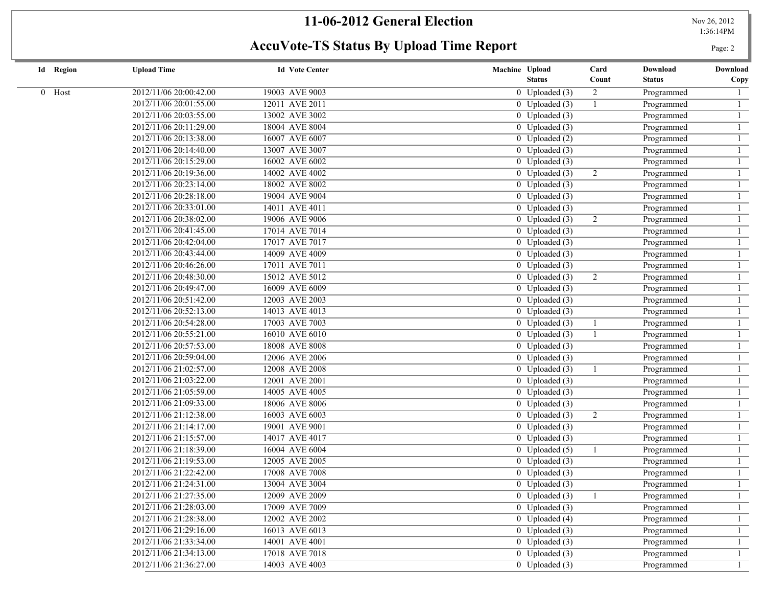# 11-06-2012 General Election

## AccuVote-TS Status By Upload Time Report

Nov 26, 2012 1:36:14PM

| Id | Region | Upload Time | Id | Vote Center | Machine | Upload Status | Card Count | Download Status | Download Copy |
|---|---|---|---|---|---|---|---|---|---|
| 0 | Host | 2012/11/06 20:00:42.00 | 19003 | AVE 9003 | 0 | Uploaded (3) | 2 | Programmed | 1 |
| | | 2012/11/06 20:01:55.00 | 12011 | AVE 2011 | 0 | Uploaded (3) | 1 | Programmed | 1 |
| | | 2012/11/06 20:03:55.00 | 13002 | AVE 3002 | 0 | Uploaded (3) | | Programmed | 1 |
| | | 2012/11/06 20:11:29.00 | 18004 | AVE 8004 | 0 | Uploaded (3) | | Programmed | 1 |
| | | 2012/11/06 20:13:38.00 | 16007 | AVE 6007 | 0 | Uploaded (2) | | Programmed | 1 |
| | | 2012/11/06 20:14:40.00 | 13007 | AVE 3007 | 0 | Uploaded (3) | | Programmed | 1 |
| | | 2012/11/06 20:15:29.00 | 16002 | AVE 6002 | 0 | Uploaded (3) | | Programmed | 1 |
| | | 2012/11/06 20:19:36.00 | 14002 | AVE 4002 | 0 | Uploaded (3) | 2 | Programmed | 1 |
| | | 2012/11/06 20:23:14.00 | 18002 | AVE 8002 | 0 | Uploaded (3) | | Programmed | 1 |
| | | 2012/11/06 20:28:18.00 | 19004 | AVE 9004 | 0 | Uploaded (3) | | Programmed | 1 |
| | | 2012/11/06 20:33:01.00 | 14011 | AVE 4011 | 0 | Uploaded (3) | | Programmed | 1 |
| | | 2012/11/06 20:38:02.00 | 19006 | AVE 9006 | 0 | Uploaded (3) | 2 | Programmed | 1 |
| | | 2012/11/06 20:41:45.00 | 17014 | AVE 7014 | 0 | Uploaded (3) | | Programmed | 1 |
| | | 2012/11/06 20:42:04.00 | 17017 | AVE 7017 | 0 | Uploaded (3) | | Programmed | 1 |
| | | 2012/11/06 20:43:44.00 | 14009 | AVE 4009 | 0 | Uploaded (3) | | Programmed | 1 |
| | | 2012/11/06 20:46:26.00 | 17011 | AVE 7011 | 0 | Uploaded (3) | | Programmed | 1 |
| | | 2012/11/06 20:48:30.00 | 15012 | AVE 5012 | 0 | Uploaded (3) | 2 | Programmed | 1 |
| | | 2012/11/06 20:49:47.00 | 16009 | AVE 6009 | 0 | Uploaded (3) | | Programmed | 1 |
| | | 2012/11/06 20:51:42.00 | 12003 | AVE 2003 | 0 | Uploaded (3) | | Programmed | 1 |
| | | 2012/11/06 20:52:13.00 | 14013 | AVE 4013 | 0 | Uploaded (3) | | Programmed | 1 |
| | | 2012/11/06 20:54:28.00 | 17003 | AVE 7003 | 0 | Uploaded (3) | 1 | Programmed | 1 |
| | | 2012/11/06 20:55:21.00 | 16010 | AVE 6010 | 0 | Uploaded (3) | 1 | Programmed | 1 |
| | | 2012/11/06 20:57:53.00 | 18008 | AVE 8008 | 0 | Uploaded (3) | | Programmed | 1 |
| | | 2012/11/06 20:59:04.00 | 12006 | AVE 2006 | 0 | Uploaded (3) | | Programmed | 1 |
| | | 2012/11/06 21:02:57.00 | 12008 | AVE 2008 | 0 | Uploaded (3) | 1 | Programmed | 1 |
| | | 2012/11/06 21:03:22.00 | 12001 | AVE 2001 | 0 | Uploaded (3) | | Programmed | 1 |
| | | 2012/11/06 21:05:59.00 | 14005 | AVE 4005 | 0 | Uploaded (3) | | Programmed | 1 |
| | | 2012/11/06 21:09:33.00 | 18006 | AVE 8006 | 0 | Uploaded (3) | | Programmed | 1 |
| | | 2012/11/06 21:12:38.00 | 16003 | AVE 6003 | 0 | Uploaded (3) | 2 | Programmed | 1 |
| | | 2012/11/06 21:14:17.00 | 19001 | AVE 9001 | 0 | Uploaded (3) | | Programmed | 1 |
| | | 2012/11/06 21:15:57.00 | 14017 | AVE 4017 | 0 | Uploaded (3) | | Programmed | 1 |
| | | 2012/11/06 21:18:39.00 | 16004 | AVE 6004 | 0 | Uploaded (5) | 1 | Programmed | 1 |
| | | 2012/11/06 21:19:53.00 | 12005 | AVE 2005 | 0 | Uploaded (3) | | Programmed | 1 |
| | | 2012/11/06 21:22:42.00 | 17008 | AVE 7008 | 0 | Uploaded (3) | | Programmed | 1 |
| | | 2012/11/06 21:24:31.00 | 13004 | AVE 3004 | 0 | Uploaded (3) | | Programmed | 1 |
| | | 2012/11/06 21:27:35.00 | 12009 | AVE 2009 | 0 | Uploaded (3) | 1 | Programmed | 1 |
| | | 2012/11/06 21:28:03.00 | 17009 | AVE 7009 | 0 | Uploaded (3) | | Programmed | 1 |
| | | 2012/11/06 21:28:38.00 | 12002 | AVE 2002 | 0 | Uploaded (4) | | Programmed | 1 |
| | | 2012/11/06 21:29:16.00 | 16013 | AVE 6013 | 0 | Uploaded (3) | | Programmed | 1 |
| | | 2012/11/06 21:33:34.00 | 14001 | AVE 4001 | 0 | Uploaded (3) | | Programmed | 1 |
| | | 2012/11/06 21:34:13.00 | 17018 | AVE 7018 | 0 | Uploaded (3) | | Programmed | 1 |
| | | 2012/11/06 21:36:27.00 | 14003 | AVE 4003 | 0 | Uploaded (3) | | Programmed | 1 |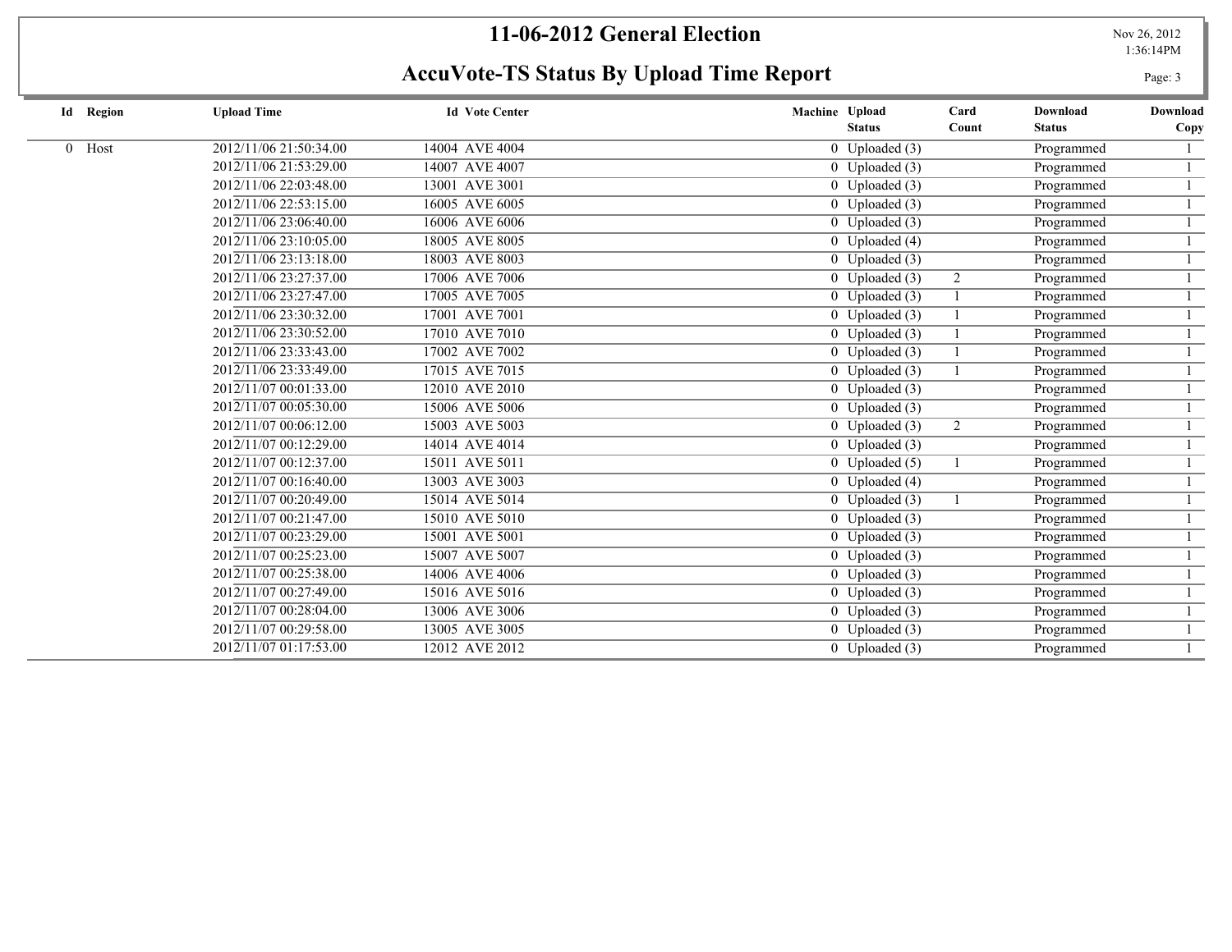# 11-06-2012 General Election

## AccuVote-TS Status By Upload Time Report

Nov 26, 2012 1:36:14PM

| Id | Region | Upload Time | Id | Vote Center | Machine | Upload Status | Card Count | Download Status | Download Copy |
|---|---|---|---|---|---|---|---|---|---|
| 0 | Host | 2012/11/06 21:50:34.00 | 14004 | AVE 4004 | 0 | Uploaded (3) | | Programmed | 1 |
| | | 2012/11/06 21:53:29.00 | 14007 | AVE 4007 | 0 | Uploaded (3) | | Programmed | 1 |
| | | 2012/11/06 22:03:48.00 | 13001 | AVE 3001 | 0 | Uploaded (3) | | Programmed | 1 |
| | | 2012/11/06 22:53:15.00 | 16005 | AVE 6005 | 0 | Uploaded (3) | | Programmed | 1 |
| | | 2012/11/06 23:06:40.00 | 16006 | AVE 6006 | 0 | Uploaded (3) | | Programmed | 1 |
| | | 2012/11/06 23:10:05.00 | 18005 | AVE 8005 | 0 | Uploaded (4) | | Programmed | 1 |
| | | 2012/11/06 23:13:18.00 | 18003 | AVE 8003 | 0 | Uploaded (3) | | Programmed | 1 |
| | | 2012/11/06 23:27:37.00 | 17006 | AVE 7006 | 0 | Uploaded (3) | 2 | Programmed | 1 |
| | | 2012/11/06 23:27:47.00 | 17005 | AVE 7005 | 0 | Uploaded (3) | 1 | Programmed | 1 |
| | | 2012/11/06 23:30:32.00 | 17001 | AVE 7001 | 0 | Uploaded (3) | 1 | Programmed | 1 |
| | | 2012/11/06 23:30:52.00 | 17010 | AVE 7010 | 0 | Uploaded (3) | 1 | Programmed | 1 |
| | | 2012/11/06 23:33:43.00 | 17002 | AVE 7002 | 0 | Uploaded (3) | 1 | Programmed | 1 |
| | | 2012/11/06 23:33:49.00 | 17015 | AVE 7015 | 0 | Uploaded (3) | 1 | Programmed | 1 |
| | | 2012/11/07 00:01:33.00 | 12010 | AVE 2010 | 0 | Uploaded (3) | | Programmed | 1 |
| | | 2012/11/07 00:05:30.00 | 15006 | AVE 5006 | 0 | Uploaded (3) | | Programmed | 1 |
| | | 2012/11/07 00:06:12.00 | 15003 | AVE 5003 | 0 | Uploaded (3) | 2 | Programmed | 1 |
| | | 2012/11/07 00:12:29.00 | 14014 | AVE 4014 | 0 | Uploaded (3) | | Programmed | 1 |
| | | 2012/11/07 00:12:37.00 | 15011 | AVE 5011 | 0 | Uploaded (5) | 1 | Programmed | 1 |
| | | 2012/11/07 00:16:40.00 | 13003 | AVE 3003 | 0 | Uploaded (4) | | Programmed | 1 |
| | | 2012/11/07 00:20:49.00 | 15014 | AVE 5014 | 0 | Uploaded (3) | 1 | Programmed | 1 |
| | | 2012/11/07 00:21:47.00 | 15010 | AVE 5010 | 0 | Uploaded (3) | | Programmed | 1 |
| | | 2012/11/07 00:23:29.00 | 15001 | AVE 5001 | 0 | Uploaded (3) | | Programmed | 1 |
| | | 2012/11/07 00:25:23.00 | 15007 | AVE 5007 | 0 | Uploaded (3) | | Programmed | 1 |
| | | 2012/11/07 00:25:38.00 | 14006 | AVE 4006 | 0 | Uploaded (3) | | Programmed | 1 |
| | | 2012/11/07 00:27:49.00 | 15016 | AVE 5016 | 0 | Uploaded (3) | | Programmed | 1 |
| | | 2012/11/07 00:28:04.00 | 13006 | AVE 3006 | 0 | Uploaded (3) | | Programmed | 1 |
| | | 2012/11/07 00:29:58.00 | 13005 | AVE 3005 | 0 | Uploaded (3) | | Programmed | 1 |
| | | 2012/11/07 01:17:53.00 | 12012 | AVE 2012 | 0 | Uploaded (3) | | Programmed | 1 |